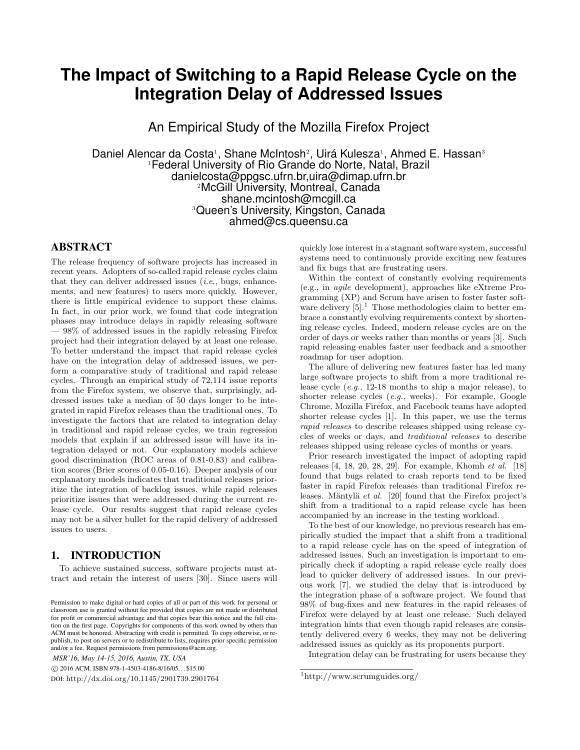# The Impact of Switching to a Rapid Release Cycle on the Integration Delay of Addressed Issues

## An Empirical Study of the Mozilla Firefox Project

Daniel Alencar da Costa[1], Shane McIntosh[2], Uirá Kulesza[1], Ahmed E. Hassan[3]
[1]Federal University of Rio Grande do Norte, Natal, Brazil
danielcosta@ppgsc.ufrn.br,uira@dimap.ufrn.br
[2]McGill University, Montreal, Canada
shane.mcintosh@mcgill.ca
[3]Queen's University, Kingston, Canada
ahmed@cs.queensu.ca

## ABSTRACT

The release frequency of software projects has increased in recent years. Adopters of so-called rapid release cycles claim that they can deliver addressed issues (*i.e.*, bugs, enhancements, and new features) to users more quickly. However, there is little empirical evidence to support these claims. In fact, in our prior work, we found that code integration phases may introduce delays in rapidly releasing software — 98% of addressed issues in the rapidly releasing Firefox project had their integration delayed by at least one release. To better understand the impact that rapid release cycles have on the integration delay of addressed issues, we perform a comparative study of traditional and rapid release cycles. Through an empirical study of 72,114 issue reports from the Firefox system, we observe that, surprisingly, addressed issues take a median of 50 days longer to be integrated in rapid Firefox releases than the traditional ones. To investigate the factors that are related to integration delay in traditional and rapid release cycles, we train regression models that explain if an addressed issue will have its integration delayed or not. Our explanatory models achieve good discrimination (ROC areas of 0.81-0.83) and calibration scores (Brier scores of 0.05-0.16). Deeper analysis of our explanatory models indicates that traditional releases prioritize the integration of backlog issues, while rapid releases prioritize issues that were addressed during the current release cycle. Our results suggest that rapid release cycles may not be a silver bullet for the rapid delivery of addressed issues to users.

## 1. INTRODUCTION

To achieve sustained success, software projects must attract and retain the interest of users [30]. Since users will quickly lose interest in a stagnant software system, successful systems need to continuously provide exciting new features and fix bugs that are frustrating users.

Within the context of constantly evolving requirements (e.g., in *agile* development), approaches like eXtreme Programming (XP) and Scrum have arisen to foster faster software delivery [5].[1] Those methodologies claim to better embrace a constantly evolving requirements context by shortening release cycles. Indeed, modern release cycles are on the order of days or weeks rather than months or years [3]. Such rapid releasing enables faster user feedback and a smoother roadmap for user adoption.

The allure of delivering new features faster has led many large software projects to shift from a more traditional release cycle (*e.g.*, 12-18 months to ship a major release), to shorter release cycles (*e.g.*, weeks). For example, Google Chrome, Mozilla Firefox, and Facebook teams have adopted shorter release cycles [1]. In this paper, we use the terms *rapid releases* to describe releases shipped using release cycles of weeks or days, and *traditional releases* to describe releases shipped using release cycles of months or years.

Prior research investigated the impact of adopting rapid releases [4, 18, 20, 28, 29]. For example, Khomh *et al.* [18] found that bugs related to crash reports tend to be fixed faster in rapid Firefox releases than traditional Firefox releases. Mäntylä *et al.* [20] found that the Firefox project's shift from a traditional to a rapid release cycle has been accompanied by an increase in the testing workload.

To the best of our knowledge, no previous research has empirically studied the impact that a shift from a traditional to a rapid release cycle has on the speed of integration of addressed issues. Such an investigation is important to empirically check if adopting a rapid release cycle really does lead to quicker delivery of addressed issues. In our previous work [7], we studied the delay that is introduced by the integration phase of a software project. We found that 98% of bug-fixes and new features in the rapid releases of Firefox were delayed by at least one release. Such delayed integration hints that even though rapid releases are consistently delivered every 6 weeks, they may not be delivering addressed issues as quickly as its proponents purport.

Integration delay can be frustrating for users because they

Permission to make digital or hard copies of all or part of this work for personal or classroom use is granted without fee provided that copies are not made or distributed for profit or commercial advantage and that copies bear this notice and the full citation on the first page. Copyrights for components of this work owned by others than ACM must be honored. Abstracting with credit is permitted. To copy otherwise, or republish, to post on servers or to redistribute to lists, requires prior specific permission and/or a fee. Request permissions from permissions@acm.org.

*MSR'16, May 14-15, 2016, Austin, TX, USA*
© 2016 ACM. ISBN 978-1-4503-4186-8/16/05...$15.00
DOI: http://dx.doi.org/10.1145/2901739.2901764

[1]http://www.scrumguides.org/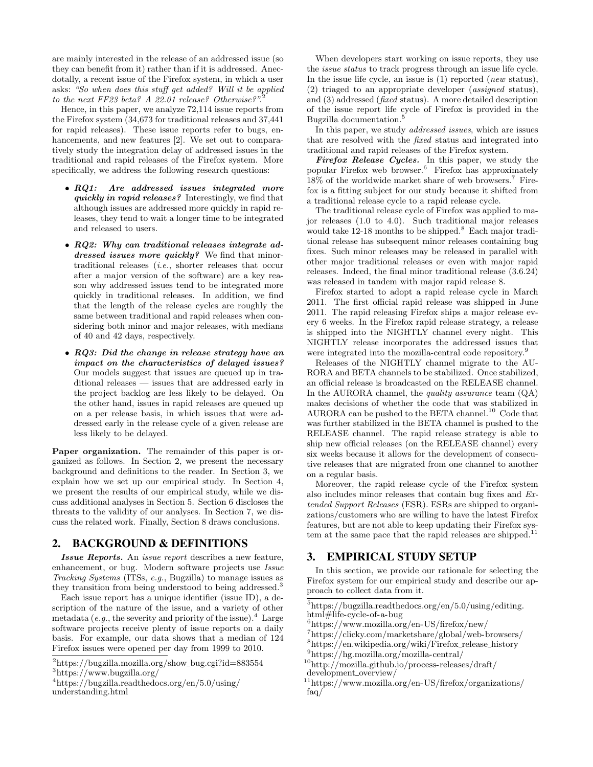are mainly interested in the release of an addressed issue (so they can benefit from it) rather than if it is addressed. Anecdotally, a recent issue of the Firefox system, in which a user asks: *"So when does this stuff get added? Will it be applied to the next FF23 beta? A 22.01 release? Otherwise?"*.[2]

Hence, in this paper, we analyze 72,114 issue reports from the Firefox system (34,673 for traditional releases and 37,441 for rapid releases). These issue reports refer to bugs, enhancements, and new features [2]. We set out to comparatively study the integration delay of addressed issues in the traditional and rapid releases of the Firefox system. More specifically, we address the following research questions:

- ***RQ1: Are addressed issues integrated more quickly in rapid releases?*** Interestingly, we find that although issues are addressed more quickly in rapid releases, they tend to wait a longer time to be integrated and released to users.
- ***RQ2: Why can traditional releases integrate addressed issues more quickly?*** We find that minor-traditional releases (*i.e.*, shorter releases that occur after a major version of the software) are a key reason why addressed issues tend to be integrated more quickly in traditional releases. In addition, we find that the length of the release cycles are roughly the same between traditional and rapid releases when considering both minor and major releases, with medians of 40 and 42 days, respectively.
- ***RQ3: Did the change in release strategy have an impact on the characteristics of delayed issues?*** Our models suggest that issues are queued up in traditional releases — issues that are addressed early in the project backlog are less likely to be delayed. On the other hand, issues in rapid releases are queued up on a per release basis, in which issues that were addressed early in the release cycle of a given release are less likely to be delayed.

**Paper organization.** The remainder of this paper is organized as follows. In Section 2, we present the necessary background and definitions to the reader. In Section 3, we explain how we set up our empirical study. In Section 4, we present the results of our empirical study, while we discuss additional analyses in Section 5. Section 6 discloses the threats to the validity of our analyses. In Section 7, we discuss the related work. Finally, Section 8 draws conclusions.

## 2. BACKGROUND & DEFINITIONS

***Issue Reports.*** An *issue report* describes a new feature, enhancement, or bug. Modern software projects use *Issue Tracking Systems* (ITSs, *e.g.*, Bugzilla) to manage issues as they transition from being understood to being addressed.[3]

Each issue report has a unique identifier (issue ID), a description of the nature of the issue, and a variety of other metadata (*e.g.*, the severity and priority of the issue).[4] Large software projects receive plenty of issue reports on a daily basis. For example, our data shows that a median of 124 Firefox issues were opened per day from 1999 to 2010.

When developers start working on issue reports, they use the *issue status* to track progress through an issue life cycle. In the issue life cycle, an issue is (1) reported (*new* status), (2) triaged to an appropriate developer (*assigned* status), and (3) addressed (*fixed* status). A more detailed description of the issue report life cycle of Firefox is provided in the Bugzilla documentation.[5]

In this paper, we study *addressed issues*, which are issues that are resolved with the *fixed* status and integrated into traditional and rapid releases of the Firefox system.

***Firefox Release Cycles.*** In this paper, we study the popular Firefox web browser.[6] Firefox has approximately 18% of the worldwide market share of web browsers.[7] Firefox is a fitting subject for our study because it shifted from a traditional release cycle to a rapid release cycle.

The traditional release cycle of Firefox was applied to major releases (1.0 to 4.0). Such traditional major releases would take 12-18 months to be shipped.[8] Each major traditional release has subsequent minor releases containing bug fixes. Such minor releases may be released in parallel with other major traditional releases or even with major rapid releases. Indeed, the final minor traditional release (3.6.24) was released in tandem with major rapid release 8.

Firefox started to adopt a rapid release cycle in March 2011. The first official rapid release was shipped in June 2011. The rapid releasing Firefox ships a major release every 6 weeks. In the Firefox rapid release strategy, a release is shipped into the NIGHTLY channel every night. This NIGHTLY release incorporates the addressed issues that were integrated into the mozilla-central code repository.[9]

Releases of the NIGHTLY channel migrate to the AURORA and BETA channels to be stabilized. Once stabilized, an official release is broadcasted on the RELEASE channel. In the AURORA channel, the *quality assurance* team (QA) makes decisions of whether the code that was stabilized in AURORA can be pushed to the BETA channel.[10] Code that was further stabilized in the BETA channel is pushed to the RELEASE channel. The rapid release strategy is able to ship new official releases (on the RELEASE channel) every six weeks because it allows for the development of consecutive releases that are migrated from one channel to another on a regular basis.

Moreover, the rapid release cycle of the Firefox system also includes minor releases that contain bug fixes and *Extended Support Releases* (ESR). ESRs are shipped to organizations/customers who are willing to have the latest Firefox features, but are not able to keep updating their Firefox system at the same pace that the rapid releases are shipped.[11]

## 3. EMPIRICAL STUDY SETUP

In this section, we provide our rationale for selecting the Firefox system for our empirical study and describe our approach to collect data from it.

---

[2] https://bugzilla.mozilla.org/show_bug.cgi?id=883554
[3] https://www.bugzilla.org/
[4] https://bugzilla.readthedocs.org/en/5.0/using/understanding.html
[5] https://bugzilla.readthedocs.org/en/5.0/using/editing.html#life-cycle-of-a-bug
[6] https://www.mozilla.org/en-US/firefox/new/
[7] https://clicky.com/marketshare/global/web-browsers/
[8] https://en.wikipedia.org/wiki/Firefox_release_history
[9] https://hg.mozilla.org/mozilla-central/
[10] http://mozilla.github.io/process-releases/draft/development_overview/
[11] https://www.mozilla.org/en-US/firefox/organizations/faq/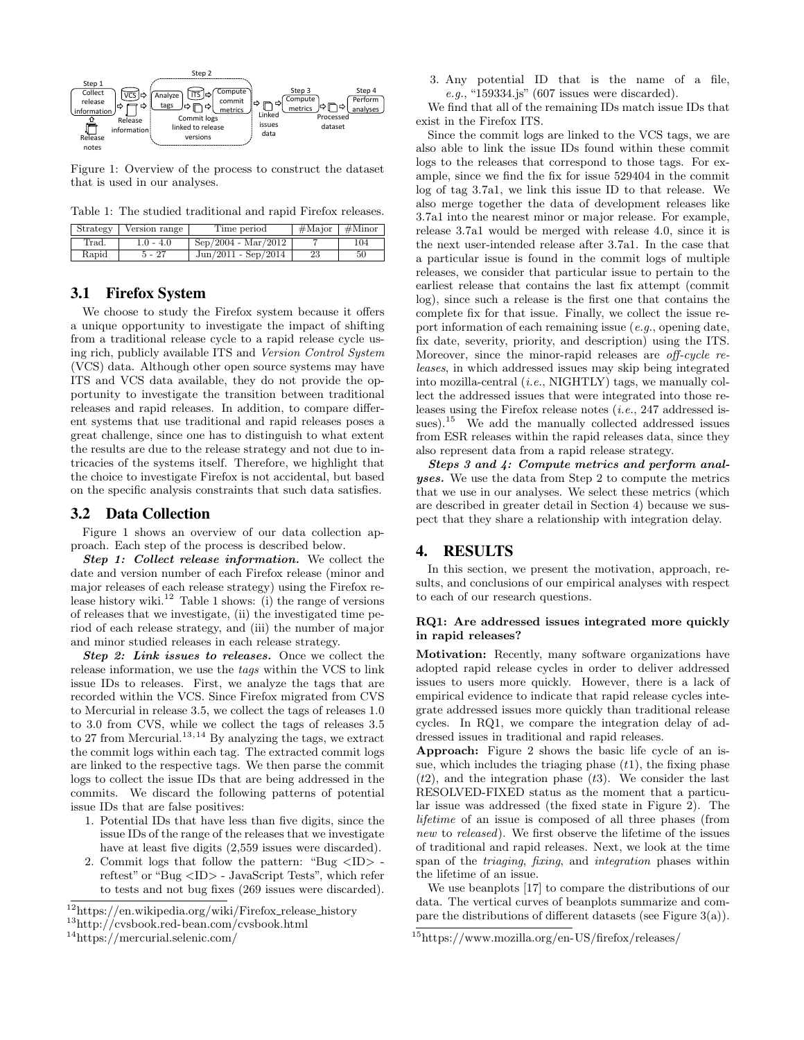Figure 1: Overview of the process to construct the dataset that is used in our analyses.

Table 1: The studied traditional and rapid Firefox releases.

| Strategy | Version range | Time period | #Major | #Minor |
|---|---|---|---|---|
| Trad. | 1.0 - 4.0 | Sep/2004 - Mar/2012 | 7 | 104 |
| Rapid | 5 - 27 | Jun/2011 - Sep/2014 | 23 | 50 |

## 3.1 Firefox System

We choose to study the Firefox system because it offers a unique opportunity to investigate the impact of shifting from a traditional release cycle to a rapid release cycle using rich, publicly available ITS and *Version Control System* (VCS) data. Although other open source systems may have ITS and VCS data available, they do not provide the opportunity to investigate the transition between traditional releases and rapid releases. In addition, to compare different systems that use traditional and rapid releases poses a great challenge, since one has to distinguish to what extent the results are due to the release strategy and not due to intricacies of the systems itself. Therefore, we highlight that the choice to investigate Firefox is not accidental, but based on the specific analysis constraints that such data satisfies.

## 3.2 Data Collection

Figure 1 shows an overview of our data collection approach. Each step of the process is described below.

***Step 1: Collect release information.*** We collect the date and version number of each Firefox release (minor and major releases of each release strategy) using the Firefox release history wiki.[12] Table 1 shows: (i) the range of versions of releases that we investigate, (ii) the investigated time period of each release strategy, and (iii) the number of major and minor studied releases in each release strategy.

***Step 2: Link issues to releases.*** Once we collect the release information, we use the *tags* within the VCS to link issue IDs to releases. First, we analyze the tags that are recorded within the VCS. Since Firefox migrated from CVS to Mercurial in release 3.5, we collect the tags of releases 1.0 to 3.0 from CVS, while we collect the tags of releases 3.5 to 27 from Mercurial.[13,14] By analyzing the tags, we extract the commit logs within each tag. The extracted commit logs are linked to the respective tags. We then parse the commit logs to collect the issue IDs that are being addressed in the commits. We discard the following patterns of potential issue IDs that are false positives:

1. Potential IDs that have less than five digits, since the issue IDs of the range of the releases that we investigate have at least five digits (2,559 issues were discarded).
2. Commit logs that follow the pattern: "Bug <ID> - reftest" or "Bug <ID> - JavaScript Tests", which refer to tests and not bug fixes (269 issues were discarded).
3. Any potential ID that is the name of a file, *e.g.*, "159334.js" (607 issues were discarded).

We find that all of the remaining IDs match issue IDs that exist in the Firefox ITS.

Since the commit logs are linked to the VCS tags, we are also able to link the issue IDs found within these commit logs to the releases that correspond to those tags. For example, since we find the fix for issue 529404 in the commit log of tag 3.7a1, we link this issue ID to that release. We also merge together the data of development releases like 3.7a1 into the nearest minor or major release. For example, release 3.7a1 would be merged with release 4.0, since it is the next user-intended release after 3.7a1. In the case that a particular issue is found in the commit logs of multiple releases, we consider that particular issue to pertain to the earliest release that contains the last fix attempt (commit log), since such a release is the first one that contains the complete fix for that issue. Finally, we collect the issue report information of each remaining issue (*e.g.*, opening date, fix date, severity, priority, and description) using the ITS. Moreover, since the minor-rapid releases are *off-cycle releases*, in which addressed issues may skip being integrated into mozilla-central (*i.e.*, NIGHTLY) tags, we manually collect the addressed issues that were integrated into those releases using the Firefox release notes (*i.e.*, 247 addressed issues).[15] We add the manually collected addressed issues from ESR releases within the rapid releases data, since they also represent data from a rapid release strategy.

***Steps 3 and 4: Compute metrics and perform analyses.*** We use the data from Step 2 to compute the metrics that we use in our analyses. We select these metrics (which are described in greater detail in Section 4) because we suspect that they share a relationship with integration delay.

# 4. RESULTS

In this section, we present the motivation, approach, results, and conclusions of our empirical analyses with respect to each of our research questions.

### RQ1: Are addressed issues integrated more quickly in rapid releases?

**Motivation:** Recently, many software organizations have adopted rapid release cycles in order to deliver addressed issues to users more quickly. However, there is a lack of empirical evidence to indicate that rapid release cycles integrate addressed issues more quickly than traditional release cycles. In RQ1, we compare the integration delay of addressed issues in traditional and rapid releases.

**Approach:** Figure 2 shows the basic life cycle of an issue, which includes the triaging phase ($t1$), the fixing phase ($t2$), and the integration phase ($t3$). We consider the last RESOLVED-FIXED status as the moment that a particular issue was addressed (the fixed state in Figure 2). The *lifetime* of an issue is composed of all three phases (from *new* to *released*). We first observe the lifetime of the issues of traditional and rapid releases. Next, we look at the time span of the *triaging*, *fixing*, and *integration* phases within the lifetime of an issue.

We use beanplots [17] to compare the distributions of our data. The vertical curves of beanplots summarize and compare the distributions of different datasets (see Figure 3(a)).

[12] https://en.wikipedia.org/wiki/Firefox_release_history
[13] http://cvsbook.red-bean.com/cvsbook.html
[14] https://mercurial.selenic.com/
[15] https://www.mozilla.org/en-US/firefox/releases/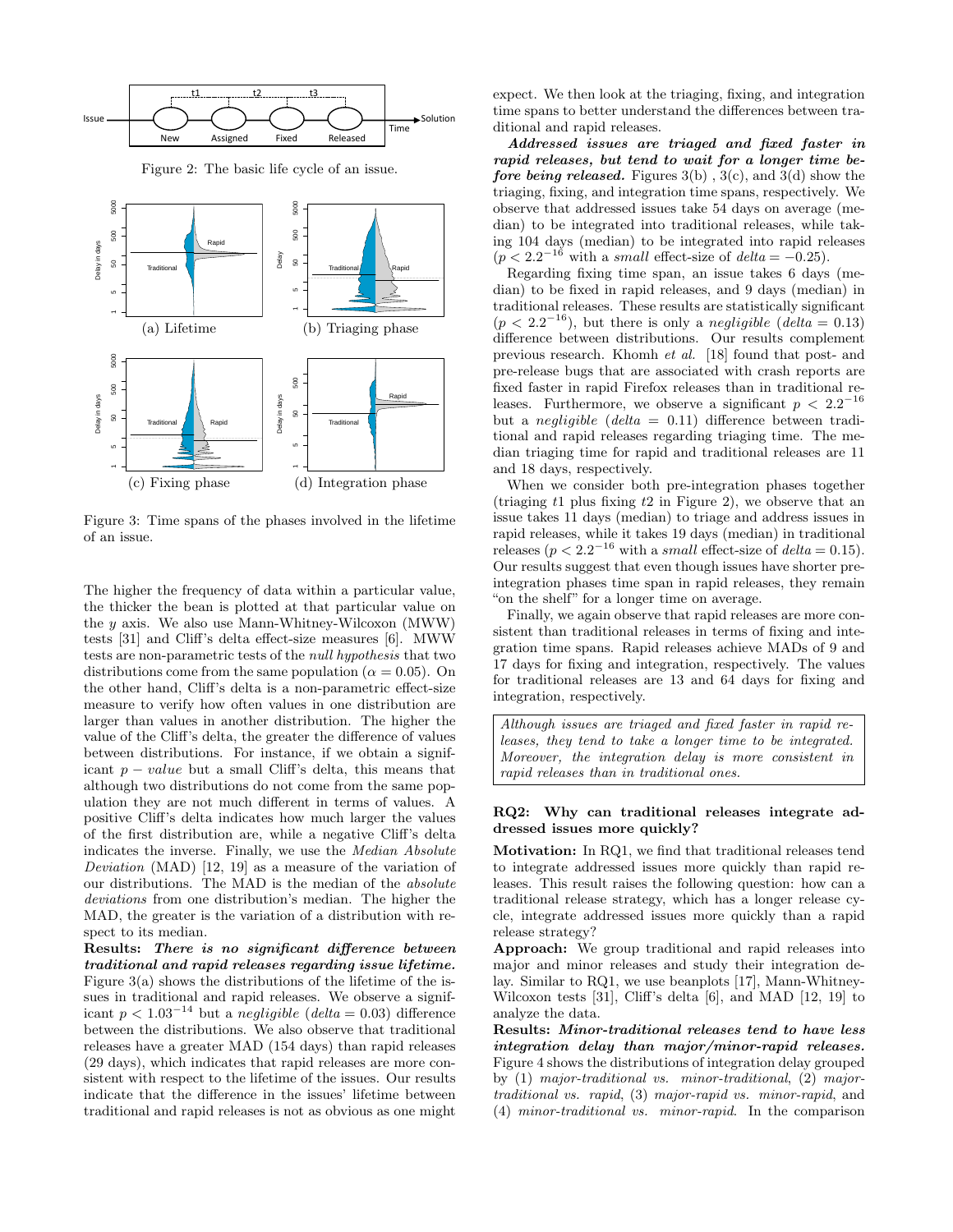Figure 2: The basic life cycle of an issue.

Figure 3: Time spans of the phases involved in the lifetime of an issue.

(a) Lifetime (b) Triaging phase (c) Fixing phase (d) Integration phase

The higher the frequency of data within a particular value, the thicker the bean is plotted at that particular value on the $y$ axis. We also use Mann-Whitney-Wilcoxon (MWW) tests [31] and Cliff's delta effect-size measures [6]. MWW tests are non-parametric tests of the *null hypothesis* that two distributions come from the same population ($\alpha = 0.05$). On the other hand, Cliff's delta is a non-parametric effect-size measure to verify how often values in one distribution are larger than values in another distribution. The higher the value of the Cliff's delta, the greater the difference of values between distributions. For instance, if we obtain a significant $p-value$ but a small Cliff's delta, this means that although two distributions do not come from the same population they are not much different in terms of values. A positive Cliff's delta indicates how much larger the values of the first distribution are, while a negative Cliff's delta indicates the inverse. Finally, we use the *Median Absolute Deviation* (MAD) [12, 19] as a measure of the variation of our distributions. The MAD is the median of the *absolute deviations* from one distribution's median. The higher the MAD, the greater is the variation of a distribution with respect to its median.

**Results:** ***There is no significant difference between traditional and rapid releases regarding issue lifetime.*** Figure 3(a) shows the distributions of the lifetime of the issues in traditional and rapid releases. We observe a significant $p < 1.03^{-14}$ but a *negligible* ($delta = 0.03$) difference between the distributions. We also observe that traditional releases have a greater MAD (154 days) than rapid releases (29 days), which indicates that rapid releases are more consistent with respect to the lifetime of the issues. Our results indicate that the difference in the issues' lifetime between traditional and rapid releases is not as obvious as one might expect. We then look at the triaging, fixing, and integration time spans to better understand the differences between traditional and rapid releases.

***Addressed issues are triaged and fixed faster in rapid releases, but tend to wait for a longer time before being released.*** Figures 3(b) , 3(c), and 3(d) show the triaging, fixing, and integration time spans, respectively. We observe that addressed issues take 54 days on average (median) to be integrated into traditional releases, while taking 104 days (median) to be integrated into rapid releases ($p < 2.2^{-16}$ with a *small* effect-size of $delta = -0.25$).

Regarding fixing time span, an issue takes 6 days (median) to be fixed in rapid releases, and 9 days (median) in traditional releases. These results are statistically significant ($p < 2.2^{-16}$), but there is only a *negligible* ($delta = 0.13$) difference between distributions. Our results complement previous research. Khomh *et al.* [18] found that post- and pre-release bugs that are associated with crash reports are fixed faster in rapid Firefox releases than in traditional releases. Furthermore, we observe a significant $p < 2.2^{-16}$ but a *negligible* ($delta = 0.11$) difference between traditional and rapid releases regarding triaging time. The median triaging time for rapid and traditional releases are 11 and 18 days, respectively.

When we consider both pre-integration phases together (triaging $t1$ plus fixing $t2$ in Figure 2), we observe that an issue takes 11 days (median) to triage and address issues in rapid releases, while it takes 19 days (median) in traditional releases ($p < 2.2^{-16}$ with a *small* effect-size of $delta = 0.15$). Our results suggest that even though issues have shorter pre-integration phases time span in rapid releases, they remain "on the shelf" for a longer time on average.

Finally, we again observe that rapid releases are more consistent than traditional releases in terms of fixing and integration time spans. Rapid releases achieve MADs of 9 and 17 days for fixing and integration, respectively. The values for traditional releases are 13 and 64 days for fixing and integration, respectively.

> *Although issues are triaged and fixed faster in rapid releases, they tend to take a longer time to be integrated. Moreover, the integration delay is more consistent in rapid releases than in traditional ones.*

### RQ2: Why can traditional releases integrate addressed issues more quickly?

**Motivation:** In RQ1, we find that traditional releases tend to integrate addressed issues more quickly than rapid releases. This result raises the following question: how can a traditional release strategy, which has a longer release cycle, integrate addressed issues more quickly than a rapid release strategy?

**Approach:** We group traditional and rapid releases into major and minor releases and study their integration delay. Similar to RQ1, we use beanplots [17], Mann-Whitney-Wilcoxon tests [31], Cliff's delta [6], and MAD [12, 19] to analyze the data.

**Results:** ***Minor-traditional releases tend to have less integration delay than major/minor-rapid releases.*** Figure 4 shows the distributions of integration delay grouped by (1) *major-traditional vs. minor-traditional*, (2) *major-traditional vs. rapid*, (3) *major-rapid vs. minor-rapid*, and (4) *minor-traditional vs. minor-rapid*. In the comparison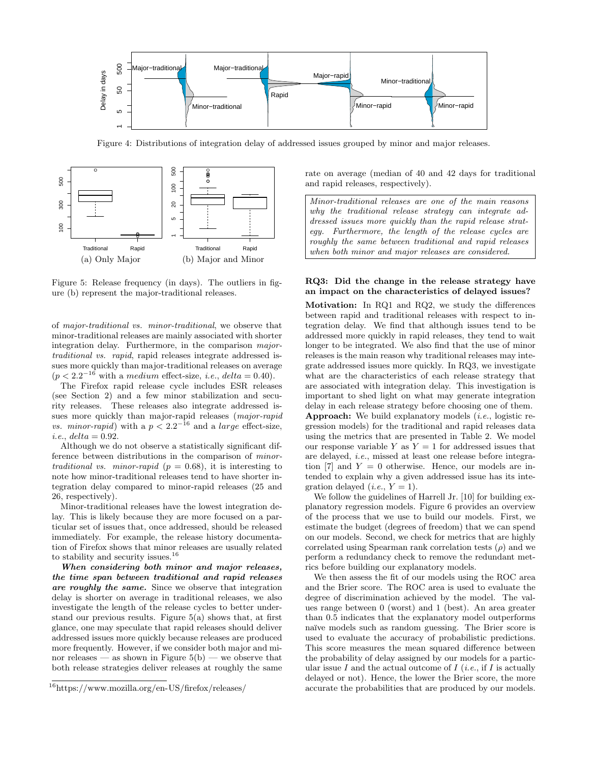Figure 4: Distributions of integration delay of addressed issues grouped by minor and major releases.

Figure 5: Release frequency (in days). The outliers in figure (b) represent the major-traditional releases.

(a) Only Major

(b) Major and Minor

of *major-traditional vs. minor-traditional*, we observe that minor-traditional releases are mainly associated with shorter integration delay. Furthermore, in the comparison *major-traditional vs. rapid*, rapid releases integrate addressed issues more quickly than major-traditional releases on average ($p < 2.2^{-16}$ with a *medium* effect-size, *i.e.*, $delta = 0.40$).

The Firefox rapid release cycle includes ESR releases (see Section 2) and a few minor stabilization and security releases. These releases also integrate addressed issues more quickly than major-rapid releases (*major-rapid vs. minor-rapid*) with a $p < 2.2^{-16}$ and a *large* effect-size, *i.e.*, $delta = 0.92$.

Although we do not observe a statistically significant difference between distributions in the comparison of *minor-traditional vs. minor-rapid* ($p = 0.68$), it is interesting to note how minor-traditional releases tend to have shorter integration delay compared to minor-rapid releases (25 and 26, respectively).

Minor-traditional releases have the lowest integration delay. This is likely because they are more focused on a particular set of issues that, once addressed, should be released immediately. For example, the release history documentation of Firefox shows that minor releases are usually related to stability and security issues.[16]

***When considering both minor and major releases, the time span between traditional and rapid releases are roughly the same.*** Since we observe that integration delay is shorter on average in traditional releases, we also investigate the length of the release cycles to better understand our previous results. Figure 5(a) shows that, at first glance, one may speculate that rapid releases should deliver addressed issues more quickly because releases are produced more frequently. However, if we consider both major and minor releases — as shown in Figure 5(b) — we observe that both release strategies deliver releases at roughly the same rate on average (median of 40 and 42 days for traditional and rapid releases, respectively).

*Minor-traditional releases are one of the main reasons why the traditional release strategy can integrate addressed issues more quickly than the rapid release strategy. Furthermore, the length of the release cycles are roughly the same between traditional and rapid releases when both minor and major releases are considered.*

**RQ3: Did the change in the release strategy have an impact on the characteristics of delayed issues?**

**Motivation:** In RQ1 and RQ2, we study the differences between rapid and traditional releases with respect to integration delay. We find that although issues tend to be addressed more quickly in rapid releases, they tend to wait longer to be integrated. We also find that the use of minor releases is the main reason why traditional releases may integrate addressed issues more quickly. In RQ3, we investigate what are the characteristics of each release strategy that are associated with integration delay. This investigation is important to shed light on what may generate integration delay in each release strategy before choosing one of them.

**Approach:** We build explanatory models (*i.e.*, logistic regression models) for the traditional and rapid releases data using the metrics that are presented in Table 2. We model our response variable $Y$ as $Y = 1$ for addressed issues that are delayed, *i.e.*, missed at least one release before integration [7] and $Y = 0$ otherwise. Hence, our models are intended to explain why a given addressed issue has its integration delayed (*i.e.*, $Y = 1$).

We follow the guidelines of Harrell Jr. [10] for building explanatory regression models. Figure 6 provides an overview of the process that we use to build our models. First, we estimate the budget (degrees of freedom) that we can spend on our models. Second, we check for metrics that are highly correlated using Spearman rank correlation tests ($\rho$) and we perform a redundancy check to remove the redundant metrics before building our explanatory models.

We then assess the fit of our models using the ROC area and the Brier score. The ROC area is used to evaluate the degree of discrimination achieved by the model. The values range between 0 (worst) and 1 (best). An area greater than 0.5 indicates that the explanatory model outperforms naïve models such as random guessing. The Brier score is used to evaluate the accuracy of probabilistic predictions. This score measures the mean squared difference between the probability of delay assigned by our models for a particular issue $I$ and the actual outcome of $I$ (*i.e.*, if $I$ is actually delayed or not). Hence, the lower the Brier score, the more accurate the probabilities that are produced by our models.

[16] https://www.mozilla.org/en-US/firefox/releases/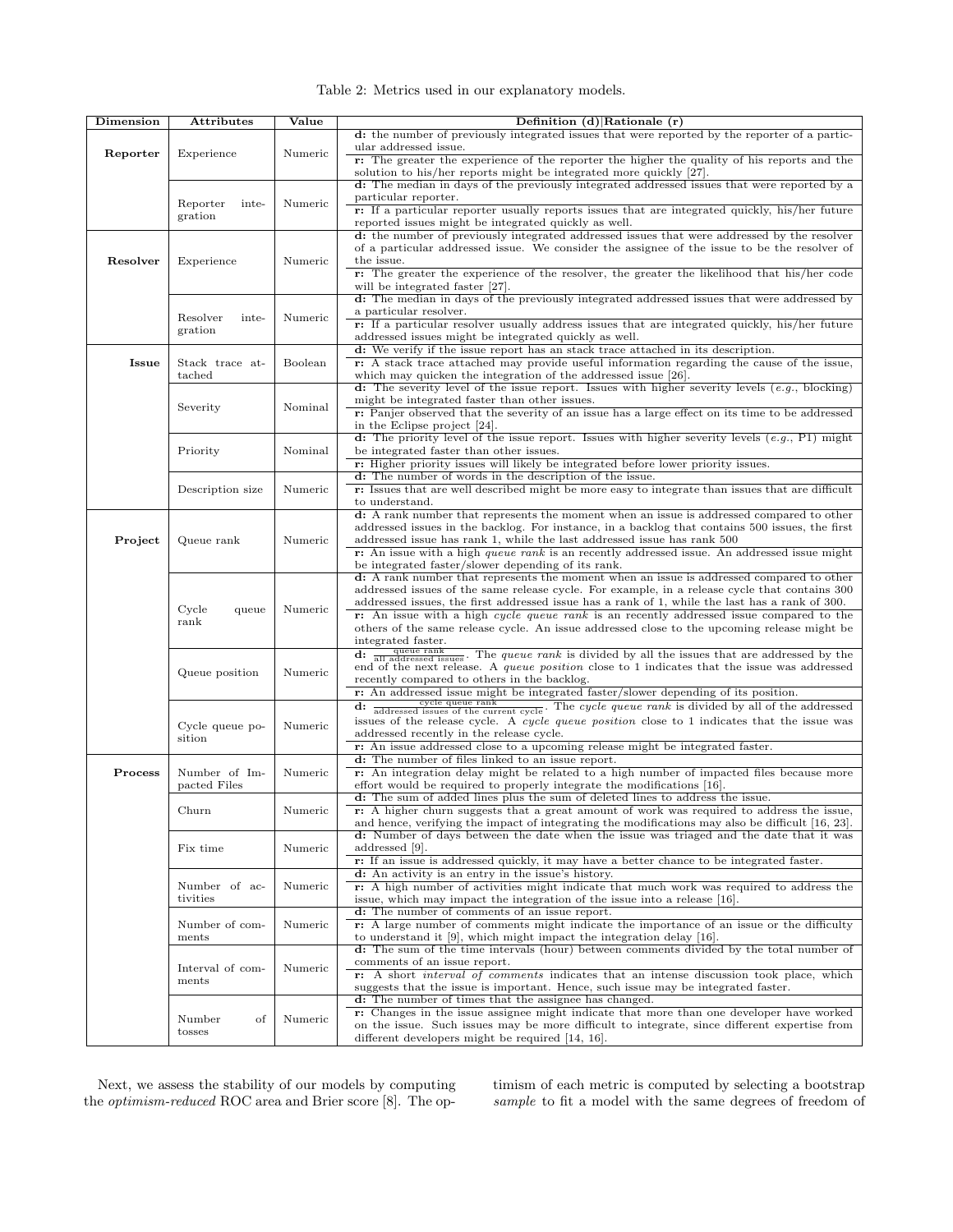Table 2: Metrics used in our explanatory models.

| Dimension | Attributes | Value | Definition (d)\|Rationale (r) |
|---|---|---|---|
| **Reporter** | Experience | Numeric | **d:** the number of previously integrated issues that were reported by the reporter of a particular addressed issue. |
| | | | **r:** The greater the experience of the reporter the higher the quality of his reports and the solution to his/her reports might be integrated more quickly [27]. |
| | Reporter integration | Numeric | **d:** The median in days of the previously integrated addressed issues that were reported by a particular reporter. |
| | | | **r:** If a particular reporter usually reports issues that are integrated quickly, his/her future reported issues might be integrated quickly as well. |
| **Resolver** | Experience | Numeric | **d:** the number of previously integrated addressed issues that were addressed by the resolver of a particular addressed issue. We consider the assignee of the issue to be the resolver of the issue. |
| | | | **r:** The greater the experience of the resolver, the greater the likelihood that his/her code will be integrated faster [27]. |
| | Resolver integration | Numeric | **d:** The median in days of the previously integrated addressed issues that were addressed by a particular resolver. |
| | | | **r:** If a particular resolver usually address issues that are integrated quickly, his/her future addressed issues might be integrated quickly as well. |
| **Issue** | Stack trace attached | Boolean | **d:** We verify if the issue report has an stack trace attached in its description. |
| | | | **r:** A stack trace attached may provide useful information regarding the cause of the issue, which may quicken the integration of the addressed issue [26]. |
| | Severity | Nominal | **d:** The severity level of the issue report. Issues with higher severity levels (*e.g.*, blocking) might be integrated faster than other issues. |
| | | | **r:** Panjer observed that the severity of an issue has a large effect on its time to be addressed in the Eclipse project [24]. |
| | Priority | Nominal | **d:** The priority level of the issue report. Issues with higher severity levels (*e.g.*, P1) might be integrated faster than other issues. |
| | | | **r:** Higher priority issues will likely be integrated before lower priority issues. |
| | Description size | Numeric | **d:** The number of words in the description of the issue. |
| | | | **r:** Issues that are well described might be more easy to integrate than issues that are difficult to understand. |
| **Project** | Queue rank | Numeric | **d:** A rank number that represents the moment when an issue is addressed compared to other addressed issues in the backlog. For instance, in a backlog that contains 500 issues, the first addressed issue has rank 1, while the last addressed issue has rank 500 |
| | | | **r:** An issue with a high *queue rank* is an recently addressed issue. An addressed issue might be integrated faster/slower depending of its rank. |
| | Cycle queue rank | Numeric | **d:** A rank number that represents the moment when an issue is addressed compared to other addressed issues of the same release cycle. For example, in a release cycle that contains 300 addressed issues, the first addressed issue has a rank of 1, while the last has a rank of 300. |
| | | | **r:** An issue with a high *cycle queue rank* is an recently addressed issue compared to the others of the same release cycle. An issue addressed close to the upcoming release might be integrated faster. |
| | Queue position | Numeric | **d:** $\frac{\text{queue rank}}{\text{all addressed issues}}$. The *queue rank* is divided by all the issues that are addressed by the end of the next release. A *queue position* close to 1 indicates that the issue was addressed recently compared to others in the backlog. |
| | | | **r:** An addressed issue might be integrated faster/slower depending of its position. |
| | Cycle queue position | Numeric | **d:** $\frac{\text{cycle queue rank}}{\text{addressed issues of the current cycle}}$. The *cycle queue rank* is divided by all of the addressed issues of the release cycle. A *cycle queue position* close to 1 indicates that the issue was addressed recently in the release cycle. |
| | | | **r:** An issue addressed close to a upcoming release might be integrated faster. |
| **Process** | Number of Impacted Files | Numeric | **d:** The number of files linked to an issue report. |
| | | | **r:** An integration delay might be related to a high number of impacted files because more effort would be required to properly integrate the modifications [16]. |
| | Churn | Numeric | **d:** The sum of added lines plus the sum of deleted lines to address the issue. |
| | | | **r:** A higher churn suggests that a great amount of work was required to address the issue, and hence, verifying the impact of integrating the modifications may also be difficult [16, 23]. |
| | Fix time | Numeric | **d:** Number of days between the date when the issue was triaged and the date that it was addressed [9]. |
| | | | **r:** If an issue is addressed quickly, it may have a better chance to be integrated faster. |
| | Number of activities | Numeric | **d:** An activity is an entry in the issue's history. |
| | | | **r:** A high number of activities might indicate that much work was required to address the issue, which may impact the integration of the issue into a release [16]. |
| | Number of comments | Numeric | **d:** The number of comments of an issue report. |
| | | | **r:** A large number of comments might indicate the importance of an issue or the difficulty to understand it [9], which might impact the integration delay [16]. |
| | Interval of comments | Numeric | **d:** The sum of the time intervals (hour) between comments divided by the total number of comments of an issue report. |
| | | | **r:** A short *interval of comments* indicates that an intense discussion took place, which suggests that the issue is important. Hence, such issue may be integrated faster. |
| | Number of tosses | Numeric | **d:** The number of times that the assignee has changed. |
| | | | **r:** Changes in the issue assignee might indicate that more than one developer have worked on the issue. Such issues may be more difficult to integrate, since different expertise from different developers might be required [14, 16]. |

Next, we assess the stability of our models by computing the *optimism-reduced* ROC area and Brier score [8]. The optimism of each metric is computed by selecting a bootstrap *sample* to fit a model with the same degrees of freedom of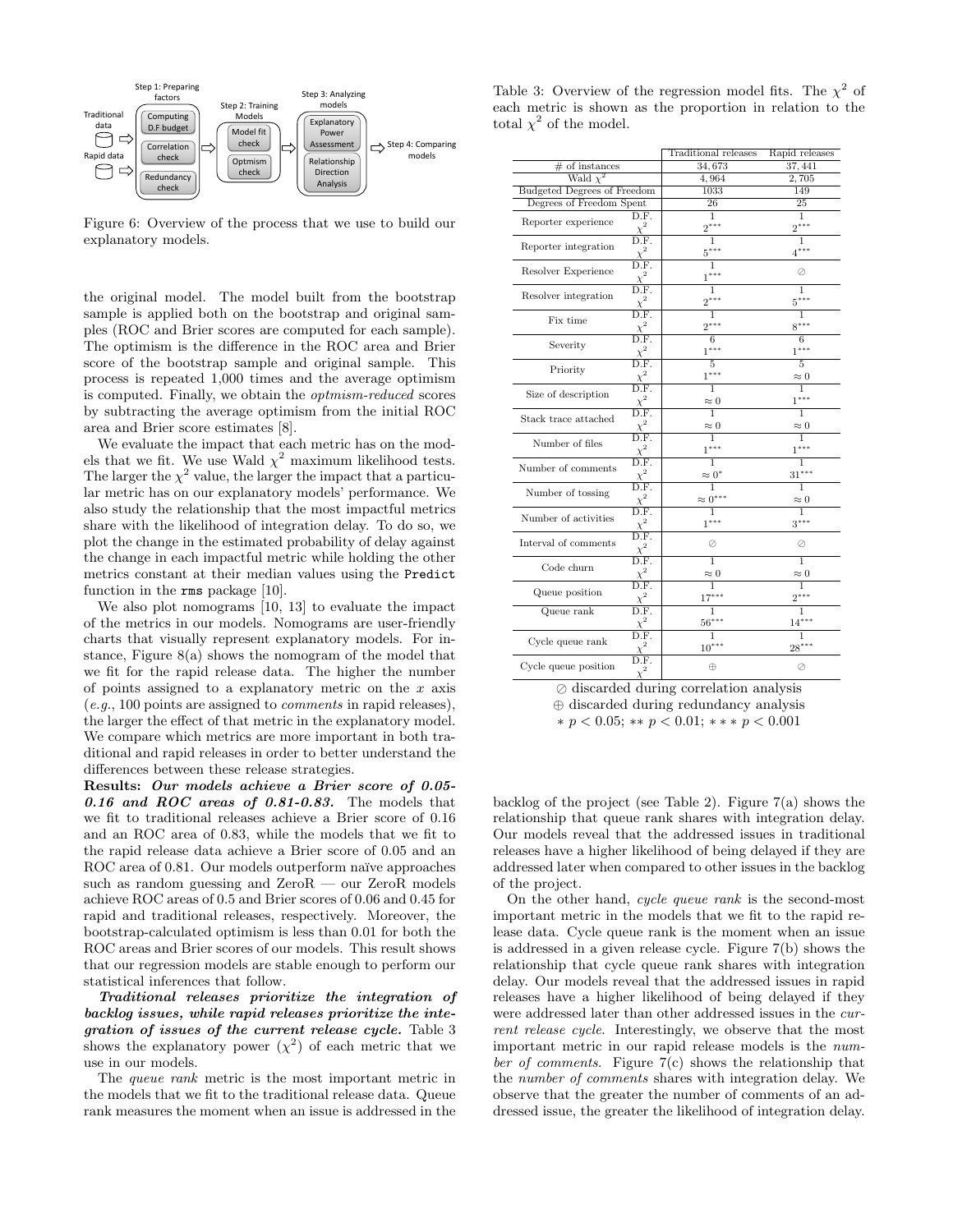Figure 6: Overview of the process that we use to build our explanatory models.

the original model. The model built from the bootstrap sample is applied both on the bootstrap and original samples (ROC and Brier scores are computed for each sample). The optimism is the difference in the ROC area and Brier score of the bootstrap sample and original sample. This process is repeated 1,000 times and the average optimism is computed. Finally, we obtain the *optmism-reduced* scores by subtracting the average optimism from the initial ROC area and Brier score estimates [8].

We evaluate the impact that each metric has on the models that we fit. We use Wald $\chi^2$ maximum likelihood tests. The larger the $\chi^2$ value, the larger the impact that a particular metric has on our explanatory models' performance. We also study the relationship that the most impactful metrics share with the likelihood of integration delay. To do so, we plot the change in the estimated probability of delay against the change in each impactful metric while holding the other metrics constant at their median values using the `Predict` function in the `rms` package [10].

We also plot nomograms [10, 13] to evaluate the impact of the metrics in our models. Nomograms are user-friendly charts that visually represent explanatory models. For instance, Figure 8(a) shows the nomogram of the model that we fit for the rapid release data. The higher the number of points assigned to a explanatory metric on the $x$ axis (*e.g.*, 100 points are assigned to *comments* in rapid releases), the larger the effect of that metric in the explanatory model. We compare which metrics are more important in both traditional and rapid releases in order to better understand the differences between these release strategies.

**Results:** ***Our models achieve a Brier score of 0.05-0.16 and ROC areas of 0.81-0.83.*** The models that we fit to traditional releases achieve a Brier score of 0.16 and an ROC area of 0.83, while the models that we fit to the rapid release data achieve a Brier score of 0.05 and an ROC area of 0.81. Our models outperform naïve approaches such as random guessing and ZeroR — our ZeroR models achieve ROC areas of 0.5 and Brier scores of 0.06 and 0.45 for rapid and traditional releases, respectively. Moreover, the bootstrap-calculated optimism is less than 0.01 for both the ROC areas and Brier scores of our models. This result shows that our regression models are stable enough to perform our statistical inferences that follow.

***Traditional releases prioritize the integration of backlog issues, while rapid releases prioritize the integration of issues of the current release cycle.*** Table 3 shows the explanatory power ($\chi^2$) of each metric that we use in our models.

The *queue rank* metric is the most important metric in the models that we fit to the traditional release data. Queue rank measures the moment when an issue is addressed in the backlog of the project (see Table 2). Figure 7(a) shows the relationship that queue rank shares with integration delay. Our models reveal that the addressed issues in traditional releases have a higher likelihood of being delayed if they are addressed later when compared to other issues in the backlog of the project.

On the other hand, *cycle queue rank* is the second-most important metric in the models that we fit to the rapid release data. Cycle queue rank is the moment when an issue is addressed in a given release cycle. Figure 7(b) shows the relationship that cycle queue rank shares with integration delay. Our models reveal that the addressed issues in rapid releases have a higher likelihood of being delayed if they were addressed later than other addressed issues in the *current release cycle*. Interestingly, we observe that the most important metric in our rapid release models is the *number of comments*. Figure 7(c) shows the relationship that the *number of comments* shares with integration delay. We observe that the greater the number of comments of an addressed issue, the greater the likelihood of integration delay.

Table 3: Overview of the regression model fits. The $\chi^2$ of each metric is shown as the proportion in relation to the total $\chi^2$ of the model.

| | | Traditional releases | Rapid releases |
|---|---|---|---|
| # of instances | | 34,673 | 37,441 |
| Wald $\chi^2$ | | 4,964 | 2,705 |
| Budgeted Degrees of Freedom | | 1033 | 149 |
| Degrees of Freedom Spent | | 26 | 25 |
| Reporter experience | D.F. | 1 | 1 |
| | $\chi^2$ | $2^{***}$ | $2^{***}$ |
| Reporter integration | D.F. | 1 | 1 |
| | $\chi^2$ | $5^{***}$ | $4^{***}$ |
| Resolver Experience | D.F. | 1 | ⊘ |
| | $\chi^2$ | $1^{***}$ | |
| Resolver integration | D.F. | 1 | 1 |
| | $\chi^2$ | $2^{***}$ | $5^{***}$ |
| Fix time | D.F. | 1 | 1 |
| | $\chi^2$ | $2^{***}$ | $8^{***}$ |
| Severity | D.F. | 6 | 6 |
| | $\chi^2$ | $1^{***}$ | $1^{***}$ |
| Priority | D.F. | 5 | 5 |
| | $\chi^2$ | $1^{***}$ | $\approx 0$ |
| Size of description | D.F. | 1 | 1 |
| | $\chi^2$ | $\approx 0$ | $1^{***}$ |
| Stack trace attached | D.F. | 1 | 1 |
| | $\chi^2$ | $\approx 0$ | $\approx 0$ |
| Number of files | D.F. | 1 | 1 |
| | $\chi^2$ | $1^{***}$ | $1^{***}$ |
| Number of comments | D.F. | 1 | 1 |
| | $\chi^2$ | $\approx 0^{*}$ | $31^{***}$ |
| Number of tossing | D.F. | 1 | 1 |
| | $\chi^2$ | $\approx 0^{***}$ | $\approx 0$ |
| Number of activities | D.F. | 1 | 1 |
| | $\chi^2$ | $1^{***}$ | $3^{***}$ |
| Interval of comments | D.F. | ⊘ | ⊘ |
| | $\chi^2$ | | |
| Code churn | D.F. | 1 | 1 |
| | $\chi^2$ | $\approx 0$ | $\approx 0$ |
| Queue position | D.F. | 1 | 1 |
| | $\chi^2$ | $17^{***}$ | $2^{***}$ |
| Queue rank | D.F. | 1 | 1 |
| | $\chi^2$ | $56^{***}$ | $14^{***}$ |
| Cycle queue rank | D.F. | 1 | 1 |
| | $\chi^2$ | $10^{***}$ | $28^{***}$ |
| Cycle queue position | D.F. | ⊕ | ⊘ |
| | $\chi^2$ | | |

⊘ discarded during correlation analysis
⊕ discarded during redundancy analysis
$*\ p < 0.05$; $**\ p < 0.01$; $***\ p < 0.001$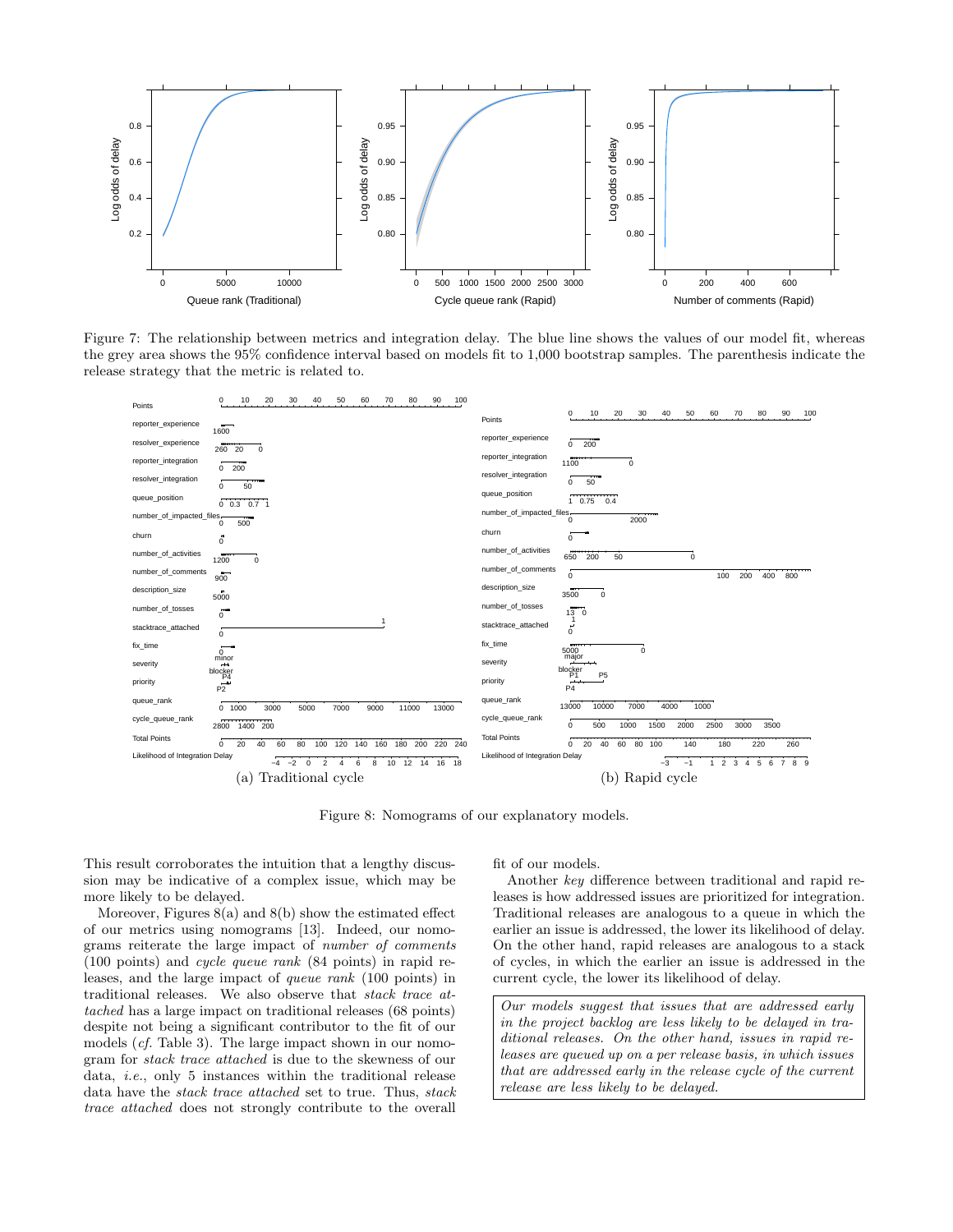Figure 7: The relationship between metrics and integration delay. The blue line shows the values of our model fit, whereas the grey area shows the 95% confidence interval based on models fit to 1,000 bootstrap samples. The parenthesis indicate the release strategy that the metric is related to.

(a) Traditional cycle (b) Rapid cycle

Figure 8: Nomograms of our explanatory models.

This result corroborates the intuition that a lengthy discussion may be indicative of a complex issue, which may be more likely to be delayed.

Moreover, Figures 8(a) and 8(b) show the estimated effect of our metrics using nomograms [13]. Indeed, our nomograms reiterate the large impact of *number of comments* (100 points) and *cycle queue rank* (84 points) in rapid releases, and the large impact of *queue rank* (100 points) in traditional releases. We also observe that *stack trace attached* has a large impact on traditional releases (68 points) despite not being a significant contributor to the fit of our models (*cf.* Table 3). The large impact shown in our nomogram for *stack trace attached* is due to the skewness of our data, *i.e.*, only 5 instances within the traditional release data have the *stack trace attached* set to true. Thus, *stack trace attached* does not strongly contribute to the overall fit of our models.

Another *key* difference between traditional and rapid releases is how addressed issues are prioritized for integration. Traditional releases are analogous to a queue in which the earlier an issue is addressed, the lower its likelihood of delay. On the other hand, rapid releases are analogous to a stack of cycles, in which the earlier an issue is addressed in the current cycle, the lower its likelihood of delay.

> *Our models suggest that issues that are addressed early in the project backlog are less likely to be delayed in traditional releases. On the other hand, issues in rapid releases are queued up on a per release basis, in which issues that are addressed early in the release cycle of the current release are less likely to be delayed.*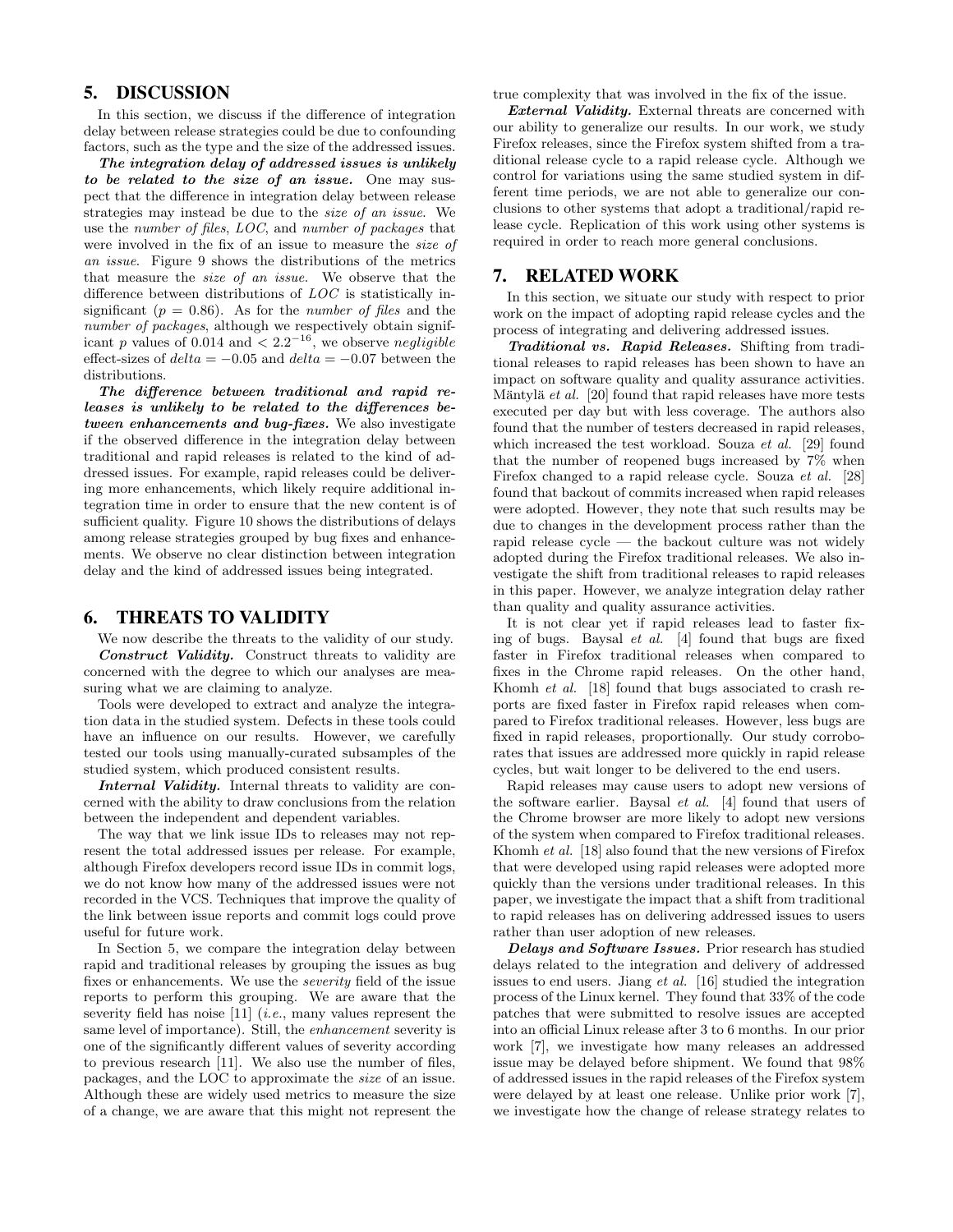## 5. DISCUSSION

In this section, we discuss if the difference of integration delay between release strategies could be due to confounding factors, such as the type and the size of the addressed issues.

***The integration delay of addressed issues is unlikely to be related to the size of an issue.*** One may suspect that the difference in integration delay between release strategies may instead be due to the *size of an issue*. We use the *number of files*, *LOC*, and *number of packages* that were involved in the fix of an issue to measure the *size of an issue*. Figure 9 shows the distributions of the metrics that measure the *size of an issue*. We observe that the difference between distributions of *LOC* is statistically insignificant ($p = 0.86$). As for the *number of files* and the *number of packages*, although we respectively obtain significant $p$ values of 0.014 and $< 2.2^{-16}$, we observe *negligible* effect-sizes of $delta = -0.05$ and $delta = -0.07$ between the distributions.

***The difference between traditional and rapid releases is unlikely to be related to the differences between enhancements and bug-fixes.*** We also investigate if the observed difference in the integration delay between traditional and rapid releases is related to the kind of addressed issues. For example, rapid releases could be delivering more enhancements, which likely require additional integration time in order to ensure that the new content is of sufficient quality. Figure 10 shows the distributions of delays among release strategies grouped by bug fixes and enhancements. We observe no clear distinction between integration delay and the kind of addressed issues being integrated.

## 6. THREATS TO VALIDITY

We now describe the threats to the validity of our study.

***Construct Validity.*** Construct threats to validity are concerned with the degree to which our analyses are measuring what we are claiming to analyze.

Tools were developed to extract and analyze the integration data in the studied system. Defects in these tools could have an influence on our results. However, we carefully tested our tools using manually-curated subsamples of the studied system, which produced consistent results.

***Internal Validity.*** Internal threats to validity are concerned with the ability to draw conclusions from the relation between the independent and dependent variables.

The way that we link issue IDs to releases may not represent the total addressed issues per release. For example, although Firefox developers record issue IDs in commit logs, we do not know how many of the addressed issues were not recorded in the VCS. Techniques that improve the quality of the link between issue reports and commit logs could prove useful for future work.

In Section 5, we compare the integration delay between rapid and traditional releases by grouping the issues as bug fixes or enhancements. We use the *severity* field of the issue reports to perform this grouping. We are aware that the severity field has noise [11] (*i.e.*, many values represent the same level of importance). Still, the *enhancement* severity is one of the significantly different values of severity according to previous research [11]. We also use the number of files, packages, and the LOC to approximate the *size* of an issue. Although these are widely used metrics to measure the size of a change, we are aware that this might not represent the true complexity that was involved in the fix of the issue.

***External Validity.*** External threats are concerned with our ability to generalize our results. In our work, we study Firefox releases, since the Firefox system shifted from a traditional release cycle to a rapid release cycle. Although we control for variations using the same studied system in different time periods, we are not able to generalize our conclusions to other systems that adopt a traditional/rapid release cycle. Replication of this work using other systems is required in order to reach more general conclusions.

## 7. RELATED WORK

In this section, we situate our study with respect to prior work on the impact of adopting rapid release cycles and the process of integrating and delivering addressed issues.

***Traditional vs. Rapid Releases.*** Shifting from traditional releases to rapid releases has been shown to have an impact on software quality and quality assurance activities. Mäntylä *et al.* [20] found that rapid releases have more tests executed per day but with less coverage. The authors also found that the number of testers decreased in rapid releases, which increased the test workload. Souza *et al.* [29] found that the number of reopened bugs increased by 7% when Firefox changed to a rapid release cycle. Souza *et al.* [28] found that backout of commits increased when rapid releases were adopted. However, they note that such results may be due to changes in the development process rather than the rapid release cycle — the backout culture was not widely adopted during the Firefox traditional releases. We also investigate the shift from traditional releases to rapid releases in this paper. However, we analyze integration delay rather than quality and quality assurance activities.

It is not clear yet if rapid releases lead to faster fixing of bugs. Baysal *et al.* [4] found that bugs are fixed faster in Firefox traditional releases when compared to fixes in the Chrome rapid releases. On the other hand, Khomh *et al.* [18] found that bugs associated to crash reports are fixed faster in Firefox rapid releases when compared to Firefox traditional releases. However, less bugs are fixed in rapid releases, proportionally. Our study corroborates that issues are addressed more quickly in rapid release cycles, but wait longer to be delivered to the end users.

Rapid releases may cause users to adopt new versions of the software earlier. Baysal *et al.* [4] found that users of the Chrome browser are more likely to adopt new versions of the system when compared to Firefox traditional releases. Khomh *et al.* [18] also found that the new versions of Firefox that were developed using rapid releases were adopted more quickly than the versions under traditional releases. In this paper, we investigate the impact that a shift from traditional to rapid releases has on delivering addressed issues to users rather than user adoption of new releases.

***Delays and Software Issues.*** Prior research has studied delays related to the integration and delivery of addressed issues to end users. Jiang *et al.* [16] studied the integration process of the Linux kernel. They found that 33% of the code patches that were submitted to resolve issues are accepted into an official Linux release after 3 to 6 months. In our prior work [7], we investigate how many releases an addressed issue may be delayed before shipment. We found that 98% of addressed issues in the rapid releases of the Firefox system were delayed by at least one release. Unlike prior work [7], we investigate how the change of release strategy relates to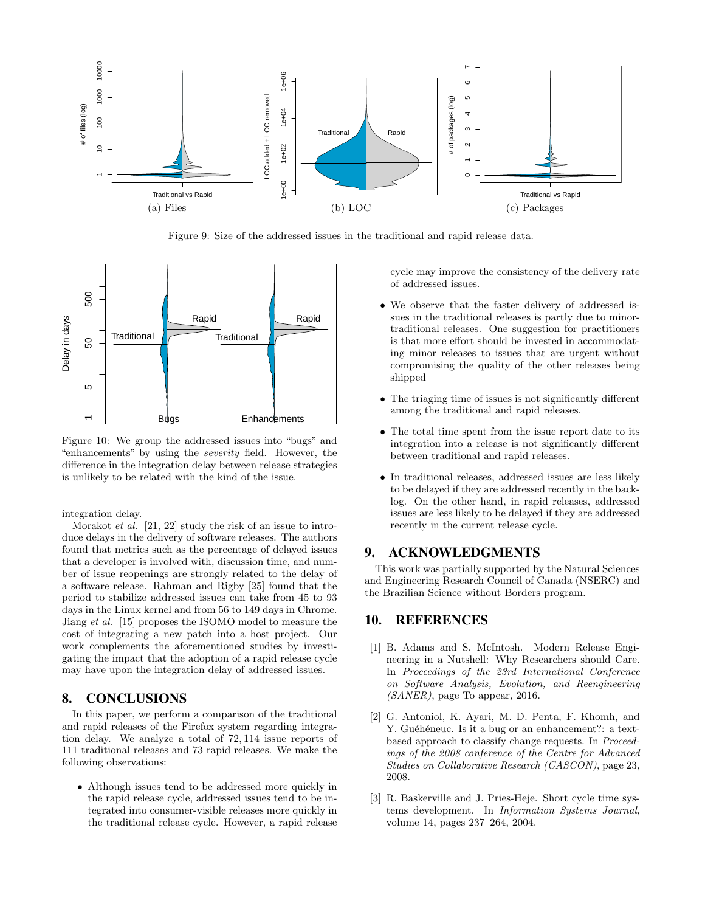Figure 9: Size of the addressed issues in the traditional and rapid release data.

Figure 10: We group the addressed issues into "bugs" and "enhancements" by using the *severity* field. However, the difference in the integration delay between release strategies is unlikely to be related with the kind of the issue.

integration delay.

Morakot *et al.* [21, 22] study the risk of an issue to introduce delays in the delivery of software releases. The authors found that metrics such as the percentage of delayed issues that a developer is involved with, discussion time, and number of issue reopenings are strongly related to the delay of a software release. Rahman and Rigby [25] found that the period to stabilize addressed issues can take from 45 to 93 days in the Linux kernel and from 56 to 149 days in Chrome. Jiang *et al.* [15] proposes the ISOMO model to measure the cost of integrating a new patch into a host project. Our work complements the aforementioned studies by investigating the impact that the adoption of a rapid release cycle may have upon the integration delay of addressed issues.

## 8. CONCLUSIONS

In this paper, we perform a comparison of the traditional and rapid releases of the Firefox system regarding integration delay. We analyze a total of 72,114 issue reports of 111 traditional releases and 73 rapid releases. We make the following observations:

- Although issues tend to be addressed more quickly in the rapid release cycle, addressed issues tend to be integrated into consumer-visible releases more quickly in the traditional release cycle. However, a rapid release cycle may improve the consistency of the delivery rate of addressed issues.
- We observe that the faster delivery of addressed issues in the traditional releases is partly due to minor-traditional releases. One suggestion for practitioners is that more effort should be invested in accommodating minor releases to issues that are urgent without compromising the quality of the other releases being shipped
- The triaging time of issues is not significantly different among the traditional and rapid releases.
- The total time spent from the issue report date to its integration into a release is not significantly different between traditional and rapid releases.
- In traditional releases, addressed issues are less likely to be delayed if they are addressed recently in the backlog. On the other hand, in rapid releases, addressed issues are less likely to be delayed if they are addressed recently in the current release cycle.

## 9. ACKNOWLEDGMENTS

This work was partially supported by the Natural Sciences and Engineering Research Council of Canada (NSERC) and the Brazilian Science without Borders program.

## 10. REFERENCES

[1] B. Adams and S. McIntosh. Modern Release Engineering in a Nutshell: Why Researchers should Care. In *Proceedings of the 23rd International Conference on Software Analysis, Evolution, and Reengineering (SANER)*, page To appear, 2016.

[2] G. Antoniol, K. Ayari, M. D. Penta, F. Khomh, and Y. Guéhéneuc. Is it a bug or an enhancement?: a text-based approach to classify change requests. In *Proceedings of the 2008 conference of the Centre for Advanced Studies on Collaborative Research (CASCON)*, page 23, 2008.

[3] R. Baskerville and J. Pries-Heje. Short cycle time systems development. In *Information Systems Journal*, volume 14, pages 237–264, 2004.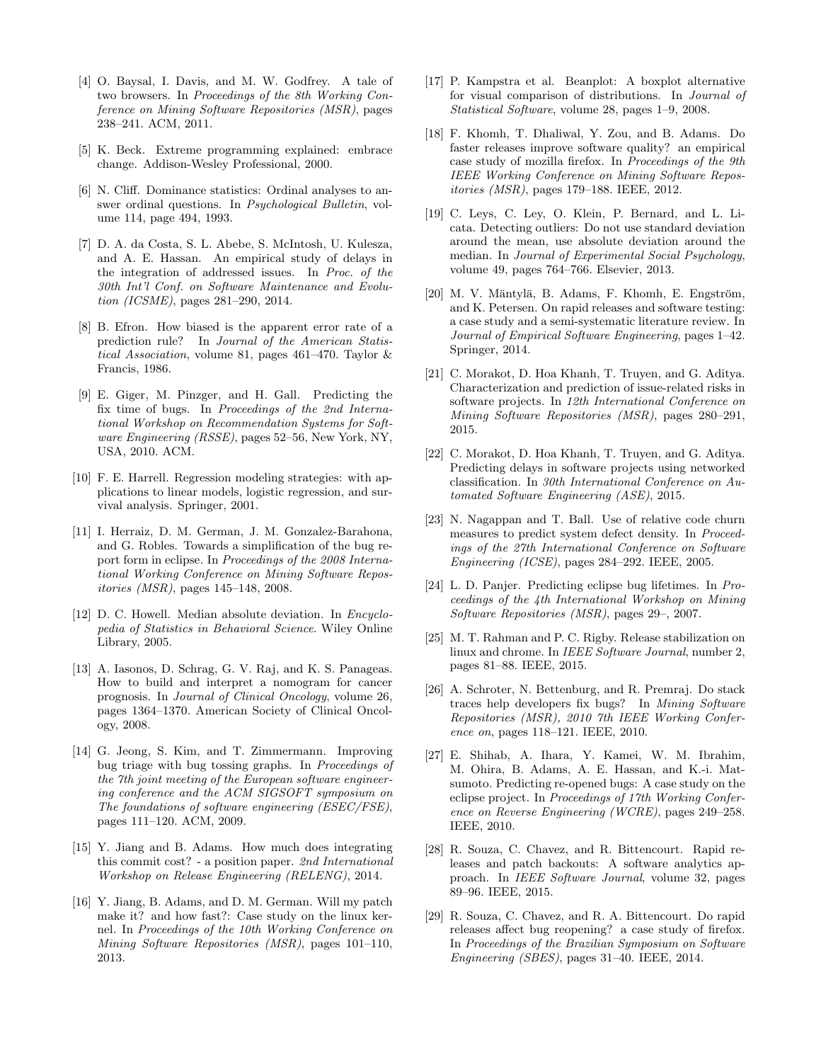[4] O. Baysal, I. Davis, and M. W. Godfrey. A tale of two browsers. In *Proceedings of the 8th Working Conference on Mining Software Repositories (MSR)*, pages 238–241. ACM, 2011.

[5] K. Beck. Extreme programming explained: embrace change. Addison-Wesley Professional, 2000.

[6] N. Cliff. Dominance statistics: Ordinal analyses to answer ordinal questions. In *Psychological Bulletin*, volume 114, page 494, 1993.

[7] D. A. da Costa, S. L. Abebe, S. McIntosh, U. Kulesza, and A. E. Hassan. An empirical study of delays in the integration of addressed issues. In *Proc. of the 30th Int'l Conf. on Software Maintenance and Evolution (ICSME)*, pages 281–290, 2014.

[8] B. Efron. How biased is the apparent error rate of a prediction rule? In *Journal of the American Statistical Association*, volume 81, pages 461–470. Taylor & Francis, 1986.

[9] E. Giger, M. Pinzger, and H. Gall. Predicting the fix time of bugs. In *Proceedings of the 2nd International Workshop on Recommendation Systems for Software Engineering (RSSE)*, pages 52–56, New York, NY, USA, 2010. ACM.

[10] F. E. Harrell. Regression modeling strategies: with applications to linear models, logistic regression, and survival analysis. Springer, 2001.

[11] I. Herraiz, D. M. German, J. M. Gonzalez-Barahona, and G. Robles. Towards a simplification of the bug report form in eclipse. In *Proceedings of the 2008 International Working Conference on Mining Software Repositories (MSR)*, pages 145–148, 2008.

[12] D. C. Howell. Median absolute deviation. In *Encyclopedia of Statistics in Behavioral Science*. Wiley Online Library, 2005.

[13] A. Iasonos, D. Schrag, G. V. Raj, and K. S. Panageas. How to build and interpret a nomogram for cancer prognosis. In *Journal of Clinical Oncology*, volume 26, pages 1364–1370. American Society of Clinical Oncology, 2008.

[14] G. Jeong, S. Kim, and T. Zimmermann. Improving bug triage with bug tossing graphs. In *Proceedings of the 7th joint meeting of the European software engineering conference and the ACM SIGSOFT symposium on The foundations of software engineering (ESEC/FSE)*, pages 111–120. ACM, 2009.

[15] Y. Jiang and B. Adams. How much does integrating this commit cost? - a position paper. *2nd International Workshop on Release Engineering (RELENG)*, 2014.

[16] Y. Jiang, B. Adams, and D. M. German. Will my patch make it? and how fast?: Case study on the linux kernel. In *Proceedings of the 10th Working Conference on Mining Software Repositories (MSR)*, pages 101–110, 2013.

[17] P. Kampstra et al. Beanplot: A boxplot alternative for visual comparison of distributions. In *Journal of Statistical Software*, volume 28, pages 1–9, 2008.

[18] F. Khomh, T. Dhaliwal, Y. Zou, and B. Adams. Do faster releases improve software quality? an empirical case study of mozilla firefox. In *Proceedings of the 9th IEEE Working Conference on Mining Software Repositories (MSR)*, pages 179–188. IEEE, 2012.

[19] C. Leys, C. Ley, O. Klein, P. Bernard, and L. Licata. Detecting outliers: Do not use standard deviation around the mean, use absolute deviation around the median. In *Journal of Experimental Social Psychology*, volume 49, pages 764–766. Elsevier, 2013.

[20] M. V. Mäntylä, B. Adams, F. Khomh, E. Engström, and K. Petersen. On rapid releases and software testing: a case study and a semi-systematic literature review. In *Journal of Empirical Software Engineering*, pages 1–42. Springer, 2014.

[21] C. Morakot, D. Hoa Khanh, T. Truyen, and G. Aditya. Characterization and prediction of issue-related risks in software projects. In *12th International Conference on Mining Software Repositories (MSR)*, pages 280–291, 2015.

[22] C. Morakot, D. Hoa Khanh, T. Truyen, and G. Aditya. Predicting delays in software projects using networked classification. In *30th International Conference on Automated Software Engineering (ASE)*, 2015.

[23] N. Nagappan and T. Ball. Use of relative code churn measures to predict system defect density. In *Proceedings of the 27th International Conference on Software Engineering (ICSE)*, pages 284–292. IEEE, 2005.

[24] L. D. Panjer. Predicting eclipse bug lifetimes. In *Proceedings of the 4th International Workshop on Mining Software Repositories (MSR)*, pages 29–, 2007.

[25] M. T. Rahman and P. C. Rigby. Release stabilization on linux and chrome. In *IEEE Software Journal*, number 2, pages 81–88. IEEE, 2015.

[26] A. Schroter, N. Bettenburg, and R. Premraj. Do stack traces help developers fix bugs? In *Mining Software Repositories (MSR), 2010 7th IEEE Working Conference on*, pages 118–121. IEEE, 2010.

[27] E. Shihab, A. Ihara, Y. Kamei, W. M. Ibrahim, M. Ohira, B. Adams, A. E. Hassan, and K.-i. Matsumoto. Predicting re-opened bugs: A case study on the eclipse project. In *Proceedings of 17th Working Conference on Reverse Engineering (WCRE)*, pages 249–258. IEEE, 2010.

[28] R. Souza, C. Chavez, and R. Bittencourt. Rapid releases and patch backouts: A software analytics approach. In *IEEE Software Journal*, volume 32, pages 89–96. IEEE, 2015.

[29] R. Souza, C. Chavez, and R. A. Bittencourt. Do rapid releases affect bug reopening? a case study of firefox. In *Proceedings of the Brazilian Symposium on Software Engineering (SBES)*, pages 31–40. IEEE, 2014.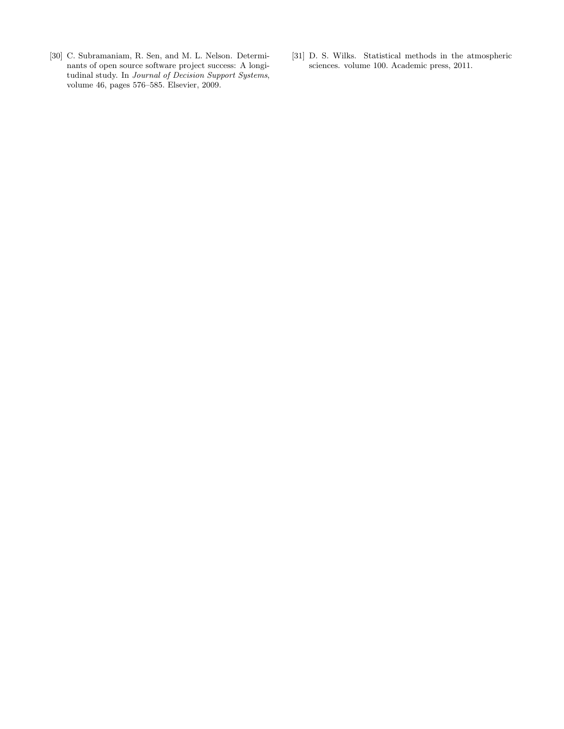[30] C. Subramaniam, R. Sen, and M. L. Nelson. Determinants of open source software project success: A longitudinal study. In *Journal of Decision Support Systems*, volume 46, pages 576–585. Elsevier, 2009.

[31] D. S. Wilks. Statistical methods in the atmospheric sciences. volume 100. Academic press, 2011.